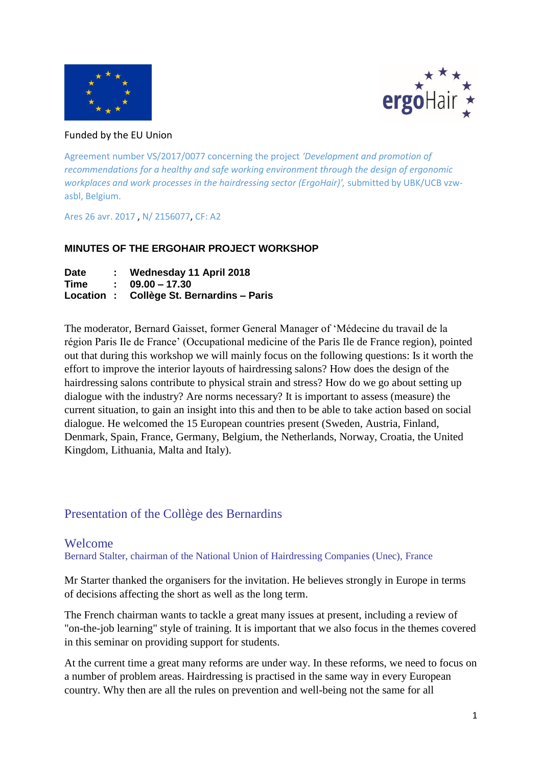Funded by the EU Union

Agreement number VS/2017/0077 concerning the project *'Development and promotion of recommendations for a healthy and safe working environment through the design of ergonomic workplaces and work processes in the hairdressing sector (ErgoHair)',* submitted by UBK/UCB vzw-asbl, Belgium.

Ares 26 avr. 2017 , N/ 2156077, CF: A2

**MINUTES OF THE ERGOHAIR PROJECT WORKSHOP**

**Date : Wednesday 11 April 2018**
**Time : 09.00 – 17.30**
**Location : Collège St. Bernardins – Paris**

The moderator, Bernard Gaisset, former General Manager of 'Médecine du travail de la région Paris Ile de France' (Occupational medicine of the Paris Ile de France region), pointed out that during this workshop we will mainly focus on the following questions: Is it worth the effort to improve the interior layouts of hairdressing salons? How does the design of the hairdressing salons contribute to physical strain and stress? How do we go about setting up dialogue with the industry? Are norms necessary? It is important to assess (measure) the current situation, to gain an insight into this and then to be able to take action based on social dialogue. He welcomed the 15 European countries present (Sweden, Austria, Finland, Denmark, Spain, France, Germany, Belgium, the Netherlands, Norway, Croatia, the United Kingdom, Lithuania, Malta and Italy).

## Presentation of the Collège des Bernardins

## Welcome

Bernard Stalter, chairman of the National Union of Hairdressing Companies (Unec), France

Mr Starter thanked the organisers for the invitation. He believes strongly in Europe in terms of decisions affecting the short as well as the long term.

The French chairman wants to tackle a great many issues at present, including a review of "on-the-job learning" style of training. It is important that we also focus in the themes covered in this seminar on providing support for students.

At the current time a great many reforms are under way. In these reforms, we need to focus on a number of problem areas. Hairdressing is practised in the same way in every European country. Why then are all the rules on prevention and well-being not the same for all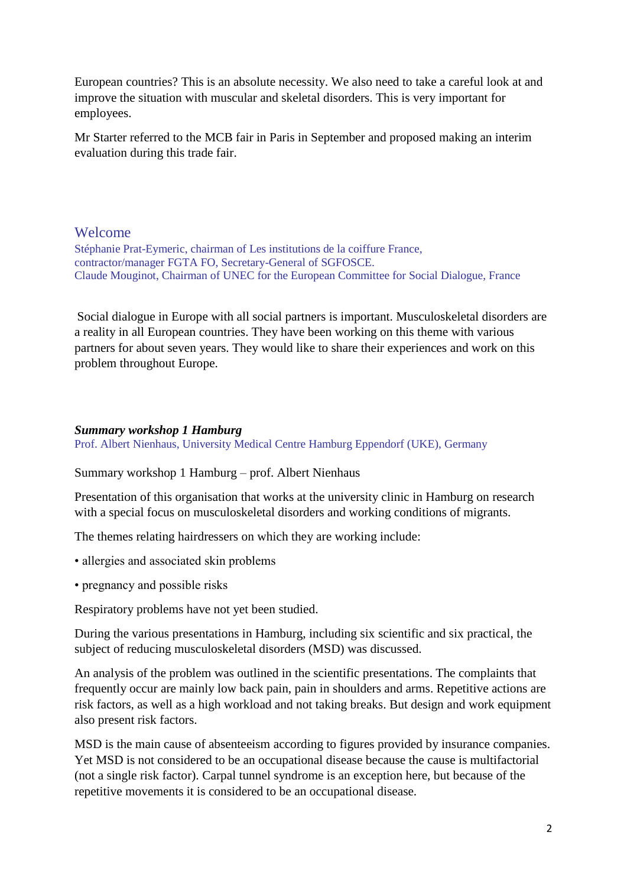European countries? This is an absolute necessity. We also need to take a careful look at and improve the situation with muscular and skeletal disorders. This is very important for employees.

Mr Starter referred to the MCB fair in Paris in September and proposed making an interim evaluation during this trade fair.

## Welcome

Stéphanie Prat-Eymeric, chairman of Les institutions de la coiffure France, contractor/manager FGTA FO, Secretary-General of SGFOSCE.
Claude Mouginot, Chairman of UNEC for the European Committee for Social Dialogue, France

Social dialogue in Europe with all social partners is important. Musculoskeletal disorders are a reality in all European countries. They have been working on this theme with various partners for about seven years. They would like to share their experiences and work on this problem throughout Europe.

### ***Summary workshop 1 Hamburg***

Prof. Albert Nienhaus, University Medical Centre Hamburg Eppendorf (UKE), Germany

Summary workshop 1 Hamburg – prof. Albert Nienhaus

Presentation of this organisation that works at the university clinic in Hamburg on research with a special focus on musculoskeletal disorders and working conditions of migrants.

The themes relating hairdressers on which they are working include:

- allergies and associated skin problems
- pregnancy and possible risks

Respiratory problems have not yet been studied.

During the various presentations in Hamburg, including six scientific and six practical, the subject of reducing musculoskeletal disorders (MSD) was discussed.

An analysis of the problem was outlined in the scientific presentations. The complaints that frequently occur are mainly low back pain, pain in shoulders and arms. Repetitive actions are risk factors, as well as a high workload and not taking breaks. But design and work equipment also present risk factors.

MSD is the main cause of absenteeism according to figures provided by insurance companies. Yet MSD is not considered to be an occupational disease because the cause is multifactorial (not a single risk factor). Carpal tunnel syndrome is an exception here, but because of the repetitive movements it is considered to be an occupational disease.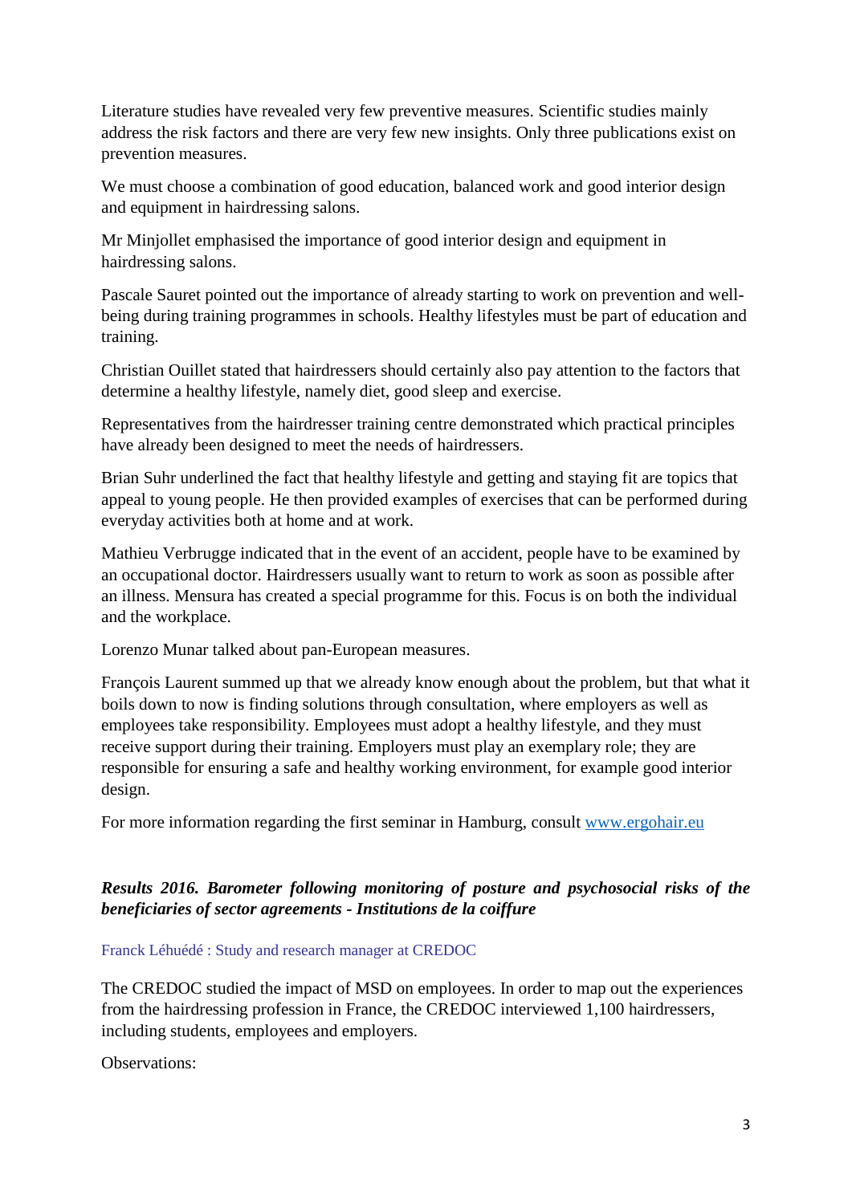Literature studies have revealed very few preventive measures. Scientific studies mainly address the risk factors and there are very few new insights. Only three publications exist on prevention measures.

We must choose a combination of good education, balanced work and good interior design and equipment in hairdressing salons.

Mr Minjollet emphasised the importance of good interior design and equipment in hairdressing salons.

Pascale Sauret pointed out the importance of already starting to work on prevention and well-being during training programmes in schools. Healthy lifestyles must be part of education and training.

Christian Ouillet stated that hairdressers should certainly also pay attention to the factors that determine a healthy lifestyle, namely diet, good sleep and exercise.

Representatives from the hairdresser training centre demonstrated which practical principles have already been designed to meet the needs of hairdressers.

Brian Suhr underlined the fact that healthy lifestyle and getting and staying fit are topics that appeal to young people. He then provided examples of exercises that can be performed during everyday activities both at home and at work.

Mathieu Verbrugge indicated that in the event of an accident, people have to be examined by an occupational doctor. Hairdressers usually want to return to work as soon as possible after an illness. Mensura has created a special programme for this. Focus is on both the individual and the workplace.

Lorenzo Munar talked about pan-European measures.

François Laurent summed up that we already know enough about the problem, but that what it boils down to now is finding solutions through consultation, where employers as well as employees take responsibility. Employees must adopt a healthy lifestyle, and they must receive support during their training. Employers must play an exemplary role; they are responsible for ensuring a safe and healthy working environment, for example good interior design.

For more information regarding the first seminar in Hamburg, consult [www.ergohair.eu](http://www.ergohair.eu)

### *Results 2016. Barometer following monitoring of posture and psychosocial risks of the beneficiaries of sector agreements - Institutions de la coiffure*

Franck Léhuédé : Study and research manager at CREDOC

The CREDOC studied the impact of MSD on employees. In order to map out the experiences from the hairdressing profession in France, the CREDOC interviewed 1,100 hairdressers, including students, employees and employers.

Observations: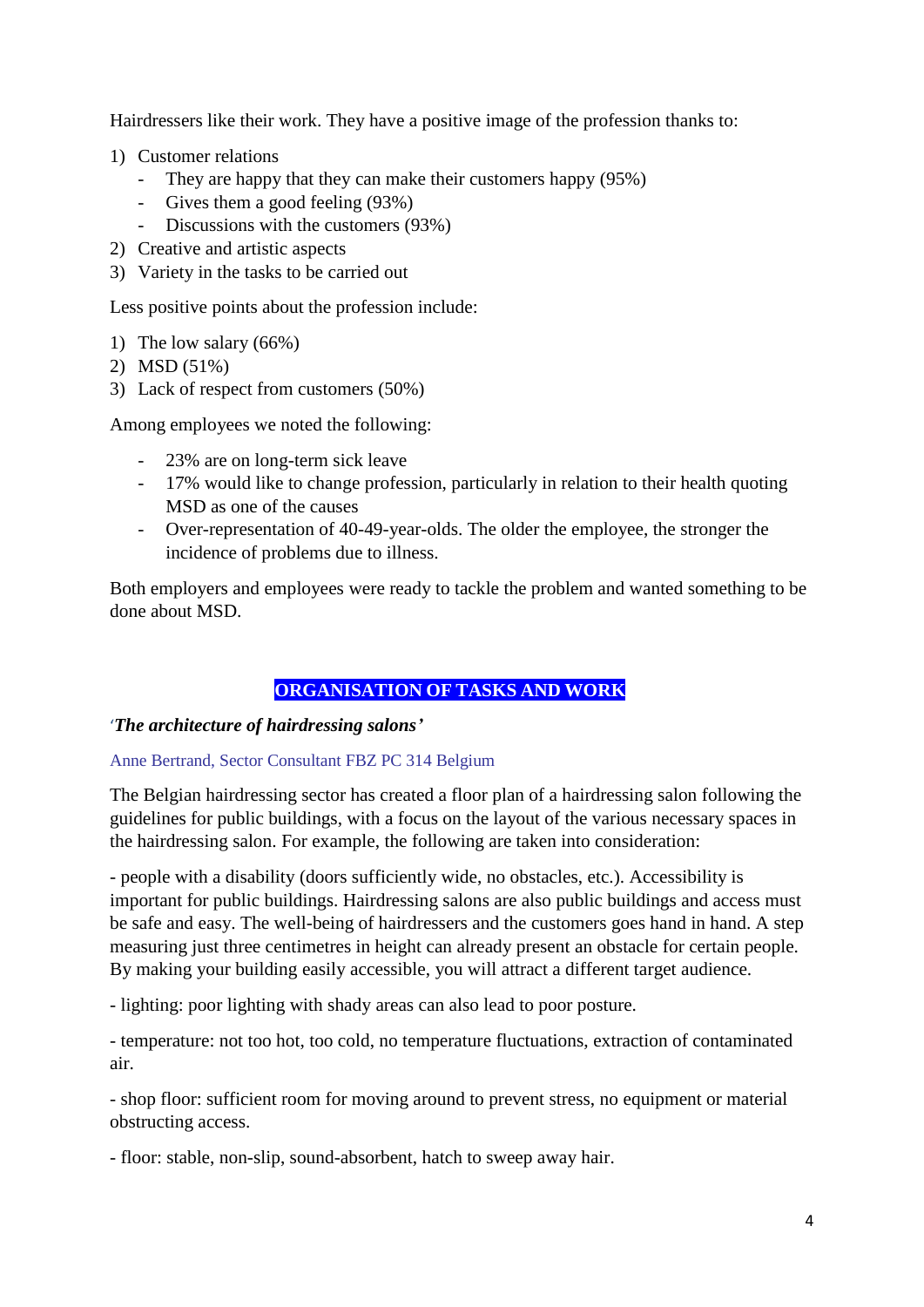Hairdressers like their work. They have a positive image of the profession thanks to:

1) Customer relations
   - They are happy that they can make their customers happy (95%)
   - Gives them a good feeling (93%)
   - Discussions with the customers (93%)
2) Creative and artistic aspects
3) Variety in the tasks to be carried out

Less positive points about the profession include:

1) The low salary (66%)
2) MSD (51%)
3) Lack of respect from customers (50%)

Among employees we noted the following:

- 23% are on long-term sick leave
- 17% would like to change profession, particularly in relation to their health quoting MSD as one of the causes
- Over-representation of 40-49-year-olds. The older the employee, the stronger the incidence of problems due to illness.

Both employers and employees were ready to tackle the problem and wanted something to be done about MSD.

## ORGANISATION OF TASKS AND WORK

***'The architecture of hairdressing salons'***

Anne Bertrand, Sector Consultant FBZ PC 314 Belgium

The Belgian hairdressing sector has created a floor plan of a hairdressing salon following the guidelines for public buildings, with a focus on the layout of the various necessary spaces in the hairdressing salon. For example, the following are taken into consideration:

- people with a disability (doors sufficiently wide, no obstacles, etc.). Accessibility is important for public buildings. Hairdressing salons are also public buildings and access must be safe and easy. The well-being of hairdressers and the customers goes hand in hand. A step measuring just three centimetres in height can already present an obstacle for certain people. By making your building easily accessible, you will attract a different target audience.

- lighting: poor lighting with shady areas can also lead to poor posture.

- temperature: not too hot, too cold, no temperature fluctuations, extraction of contaminated air.

- shop floor: sufficient room for moving around to prevent stress, no equipment or material obstructing access.

- floor: stable, non-slip, sound-absorbent, hatch to sweep away hair.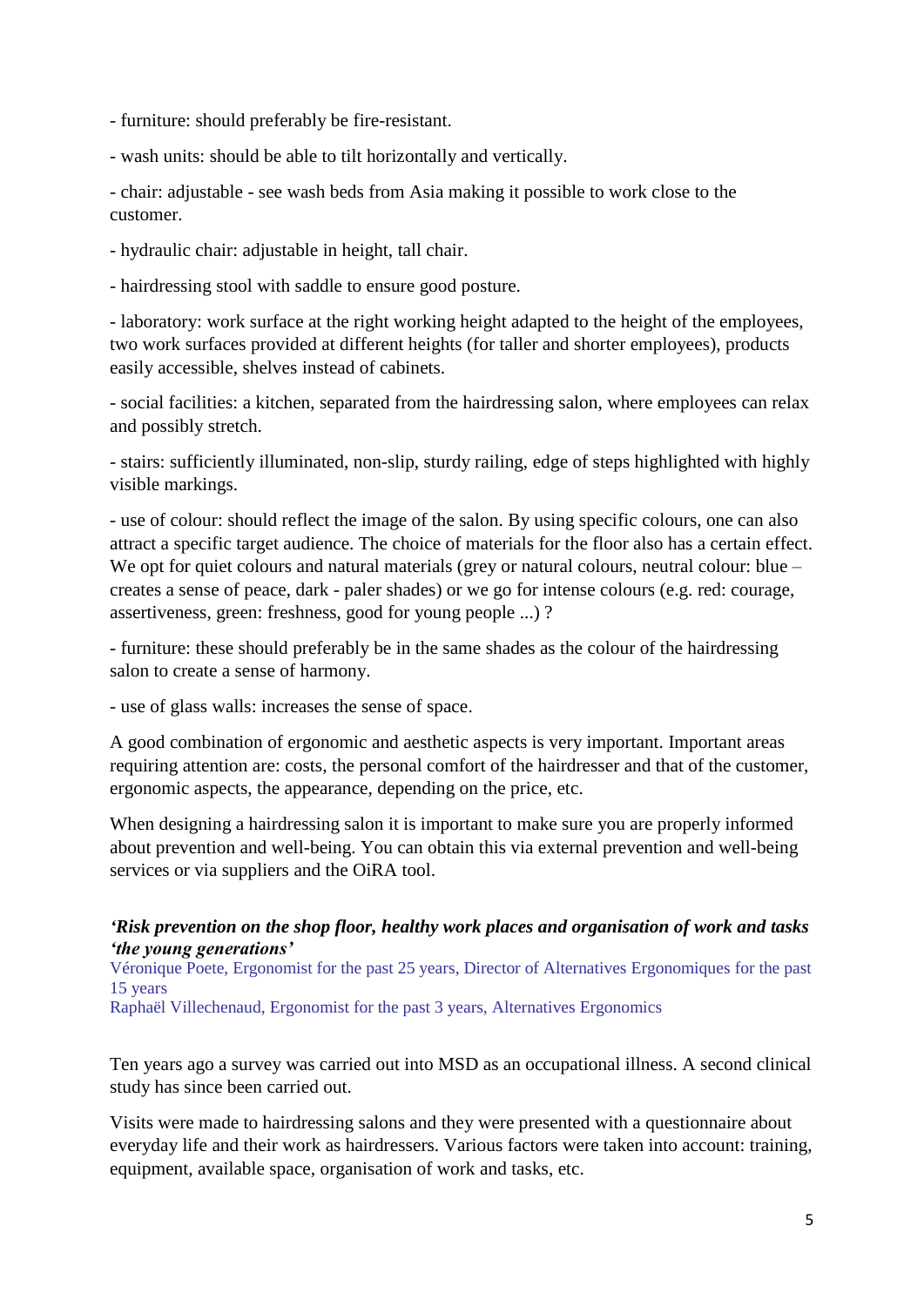- furniture: should preferably be fire-resistant.

- wash units: should be able to tilt horizontally and vertically.

- chair: adjustable - see wash beds from Asia making it possible to work close to the customer.

- hydraulic chair: adjustable in height, tall chair.

- hairdressing stool with saddle to ensure good posture.

- laboratory: work surface at the right working height adapted to the height of the employees, two work surfaces provided at different heights (for taller and shorter employees), products easily accessible, shelves instead of cabinets.

- social facilities: a kitchen, separated from the hairdressing salon, where employees can relax and possibly stretch.

- stairs: sufficiently illuminated, non-slip, sturdy railing, edge of steps highlighted with highly visible markings.

- use of colour: should reflect the image of the salon. By using specific colours, one can also attract a specific target audience. The choice of materials for the floor also has a certain effect. We opt for quiet colours and natural materials (grey or natural colours, neutral colour: blue – creates a sense of peace, dark - paler shades) or we go for intense colours (e.g. red: courage, assertiveness, green: freshness, good for young people ...) ?

- furniture: these should preferably be in the same shades as the colour of the hairdressing salon to create a sense of harmony.

- use of glass walls: increases the sense of space.

A good combination of ergonomic and aesthetic aspects is very important. Important areas requiring attention are: costs, the personal comfort of the hairdresser and that of the customer, ergonomic aspects, the appearance, depending on the price, etc.

When designing a hairdressing salon it is important to make sure you are properly informed about prevention and well-being. You can obtain this via external prevention and well-being services or via suppliers and the OiRA tool.

***'Risk prevention on the shop floor, healthy work places and organisation of work and tasks 'the young generations'***

Véronique Poete, Ergonomist for the past 25 years, Director of Alternatives Ergonomiques for the past 15 years
Raphaël Villechenaud, Ergonomist for the past 3 years, Alternatives Ergonomics

Ten years ago a survey was carried out into MSD as an occupational illness. A second clinical study has since been carried out.

Visits were made to hairdressing salons and they were presented with a questionnaire about everyday life and their work as hairdressers. Various factors were taken into account: training, equipment, available space, organisation of work and tasks, etc.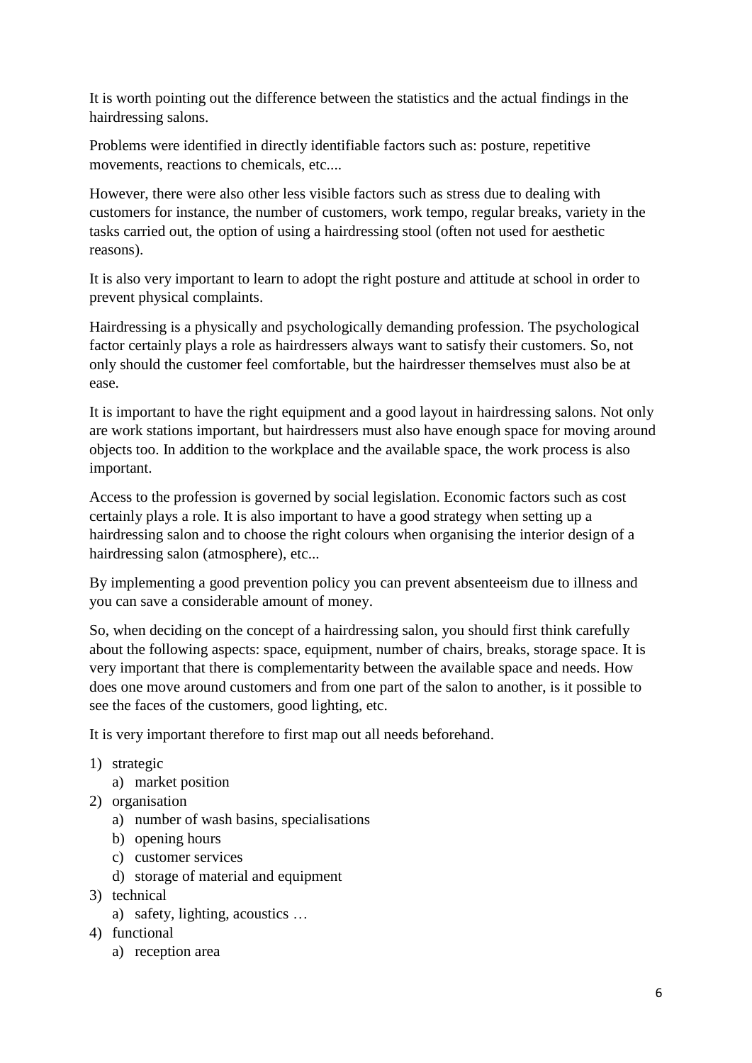It is worth pointing out the difference between the statistics and the actual findings in the hairdressing salons.

Problems were identified in directly identifiable factors such as: posture, repetitive movements, reactions to chemicals, etc....

However, there were also other less visible factors such as stress due to dealing with customers for instance, the number of customers, work tempo, regular breaks, variety in the tasks carried out, the option of using a hairdressing stool (often not used for aesthetic reasons).

It is also very important to learn to adopt the right posture and attitude at school in order to prevent physical complaints.

Hairdressing is a physically and psychologically demanding profession. The psychological factor certainly plays a role as hairdressers always want to satisfy their customers. So, not only should the customer feel comfortable, but the hairdresser themselves must also be at ease.

It is important to have the right equipment and a good layout in hairdressing salons. Not only are work stations important, but hairdressers must also have enough space for moving around objects too. In addition to the workplace and the available space, the work process is also important.

Access to the profession is governed by social legislation. Economic factors such as cost certainly plays a role. It is also important to have a good strategy when setting up a hairdressing salon and to choose the right colours when organising the interior design of a hairdressing salon (atmosphere), etc...

By implementing a good prevention policy you can prevent absenteeism due to illness and you can save a considerable amount of money.

So, when deciding on the concept of a hairdressing salon, you should first think carefully about the following aspects: space, equipment, number of chairs, breaks, storage space. It is very important that there is complementarity between the available space and needs. How does one move around customers and from one part of the salon to another, is it possible to see the faces of the customers, good lighting, etc.

It is very important therefore to first map out all needs beforehand.

1) strategic
   a) market position
2) organisation
   a) number of wash basins, specialisations
   b) opening hours
   c) customer services
   d) storage of material and equipment
3) technical
   a) safety, lighting, acoustics …
4) functional
   a) reception area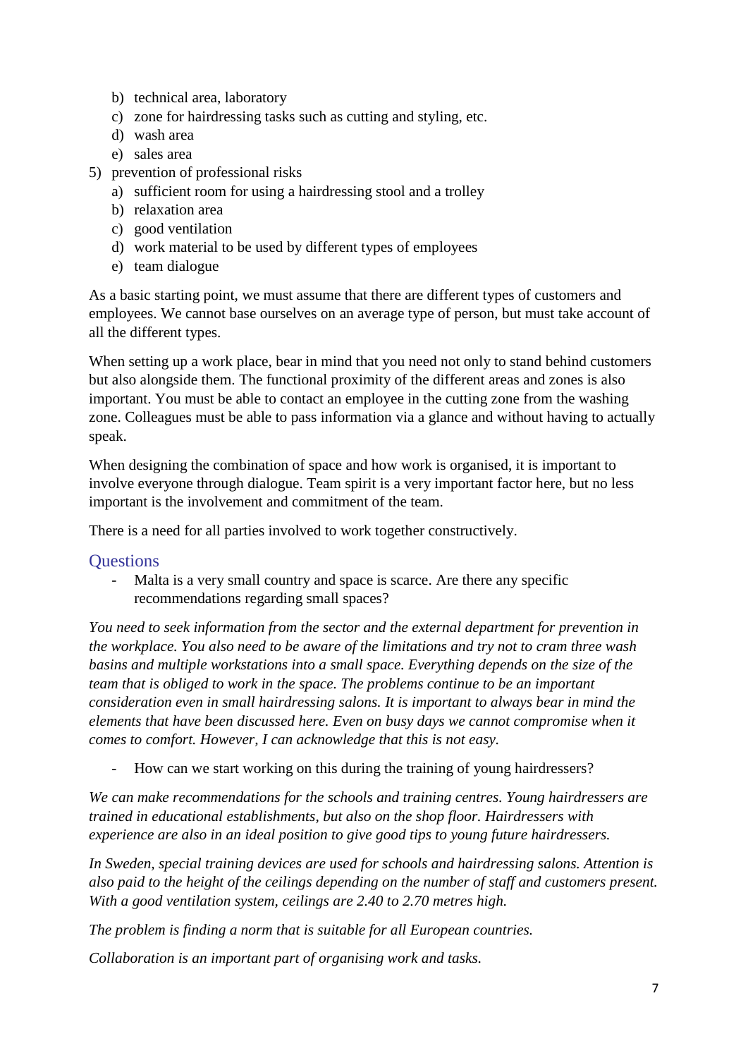b) technical area, laboratory
   c) zone for hairdressing tasks such as cutting and styling, etc.
   d) wash area
   e) sales area
5) prevention of professional risks
   a) sufficient room for using a hairdressing stool and a trolley
   b) relaxation area
   c) good ventilation
   d) work material to be used by different types of employees
   e) team dialogue

As a basic starting point, we must assume that there are different types of customers and employees. We cannot base ourselves on an average type of person, but must take account of all the different types.

When setting up a work place, bear in mind that you need not only to stand behind customers but also alongside them. The functional proximity of the different areas and zones is also important. You must be able to contact an employee in the cutting zone from the washing zone. Colleagues must be able to pass information via a glance and without having to actually speak.

When designing the combination of space and how work is organised, it is important to involve everyone through dialogue. Team spirit is a very important factor here, but no less important is the involvement and commitment of the team.

There is a need for all parties involved to work together constructively.

## Questions

- Malta is a very small country and space is scarce. Are there any specific recommendations regarding small spaces?

*You need to seek information from the sector and the external department for prevention in the workplace. You also need to be aware of the limitations and try not to cram three wash basins and multiple workstations into a small space. Everything depends on the size of the team that is obliged to work in the space. The problems continue to be an important consideration even in small hairdressing salons. It is important to always bear in mind the elements that have been discussed here. Even on busy days we cannot compromise when it comes to comfort. However, I can acknowledge that this is not easy.*

- How can we start working on this during the training of young hairdressers?

*We can make recommendations for the schools and training centres. Young hairdressers are trained in educational establishments, but also on the shop floor. Hairdressers with experience are also in an ideal position to give good tips to young future hairdressers.*

*In Sweden, special training devices are used for schools and hairdressing salons. Attention is also paid to the height of the ceilings depending on the number of staff and customers present. With a good ventilation system, ceilings are 2.40 to 2.70 metres high.*

*The problem is finding a norm that is suitable for all European countries.*

*Collaboration is an important part of organising work and tasks.*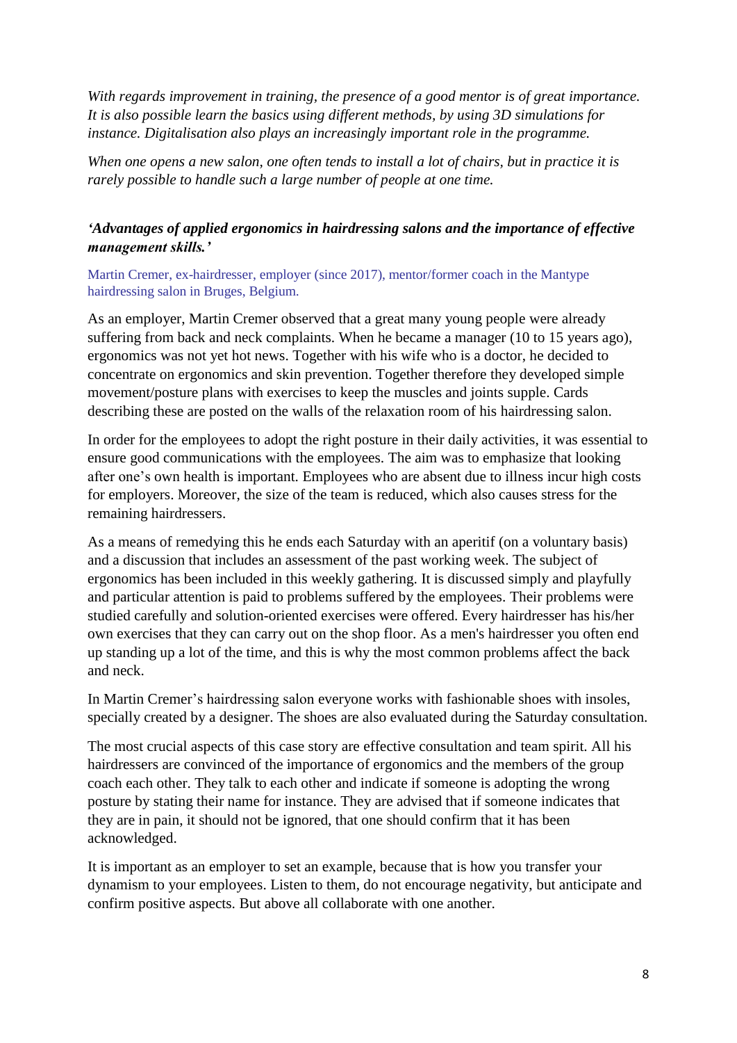*With regards improvement in training, the presence of a good mentor is of great importance. It is also possible learn the basics using different methods, by using 3D simulations for instance. Digitalisation also plays an increasingly important role in the programme.*

*When one opens a new salon, one often tends to install a lot of chairs, but in practice it is rarely possible to handle such a large number of people at one time.*

### *'Advantages of applied ergonomics in hairdressing salons and the importance of effective management skills.'*

Martin Cremer, ex-hairdresser, employer (since 2017), mentor/former coach in the Mantype hairdressing salon in Bruges, Belgium.

As an employer, Martin Cremer observed that a great many young people were already suffering from back and neck complaints. When he became a manager (10 to 15 years ago), ergonomics was not yet hot news. Together with his wife who is a doctor, he decided to concentrate on ergonomics and skin prevention. Together therefore they developed simple movement/posture plans with exercises to keep the muscles and joints supple. Cards describing these are posted on the walls of the relaxation room of his hairdressing salon.

In order for the employees to adopt the right posture in their daily activities, it was essential to ensure good communications with the employees. The aim was to emphasize that looking after one's own health is important. Employees who are absent due to illness incur high costs for employers. Moreover, the size of the team is reduced, which also causes stress for the remaining hairdressers.

As a means of remedying this he ends each Saturday with an aperitif (on a voluntary basis) and a discussion that includes an assessment of the past working week. The subject of ergonomics has been included in this weekly gathering. It is discussed simply and playfully and particular attention is paid to problems suffered by the employees. Their problems were studied carefully and solution-oriented exercises were offered. Every hairdresser has his/her own exercises that they can carry out on the shop floor. As a men's hairdresser you often end up standing up a lot of the time, and this is why the most common problems affect the back and neck.

In Martin Cremer's hairdressing salon everyone works with fashionable shoes with insoles, specially created by a designer. The shoes are also evaluated during the Saturday consultation.

The most crucial aspects of this case story are effective consultation and team spirit. All his hairdressers are convinced of the importance of ergonomics and the members of the group coach each other. They talk to each other and indicate if someone is adopting the wrong posture by stating their name for instance. They are advised that if someone indicates that they are in pain, it should not be ignored, that one should confirm that it has been acknowledged.

It is important as an employer to set an example, because that is how you transfer your dynamism to your employees. Listen to them, do not encourage negativity, but anticipate and confirm positive aspects. But above all collaborate with one another.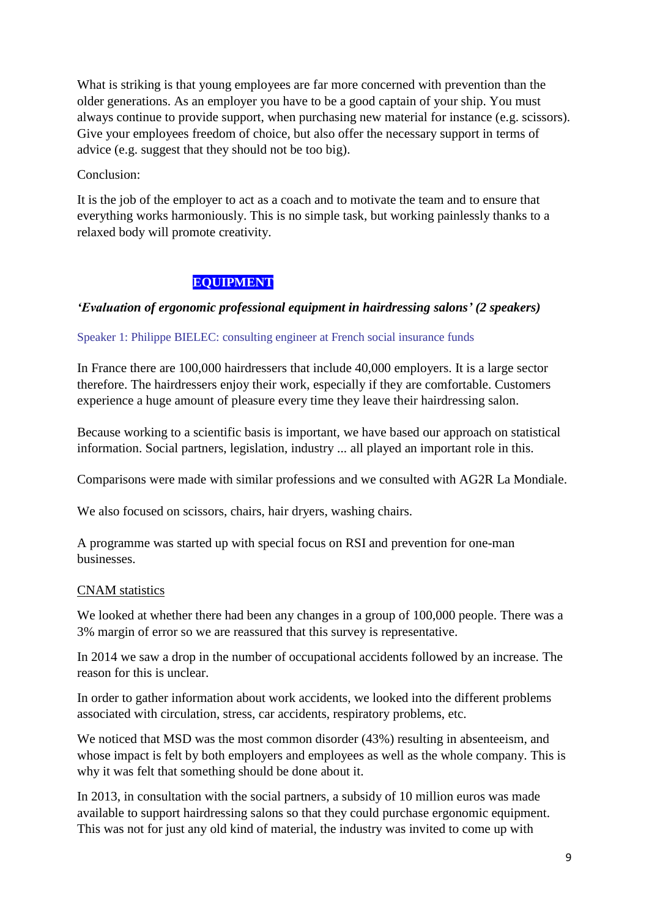What is striking is that young employees are far more concerned with prevention than the older generations. As an employer you have to be a good captain of your ship. You must always continue to provide support, when purchasing new material for instance (e.g. scissors). Give your employees freedom of choice, but also offer the necessary support in terms of advice (e.g. suggest that they should not be too big).

Conclusion:

It is the job of the employer to act as a coach and to motivate the team and to ensure that everything works harmoniously. This is no simple task, but working painlessly thanks to a relaxed body will promote creativity.

## EQUIPMENT

***'Evaluation of ergonomic professional equipment in hairdressing salons' (2 speakers)***

Speaker 1: Philippe BIELEC: consulting engineer at French social insurance funds

In France there are 100,000 hairdressers that include 40,000 employers. It is a large sector therefore. The hairdressers enjoy their work, especially if they are comfortable. Customers experience a huge amount of pleasure every time they leave their hairdressing salon.

Because working to a scientific basis is important, we have based our approach on statistical information. Social partners, legislation, industry ... all played an important role in this.

Comparisons were made with similar professions and we consulted with AG2R La Mondiale.

We also focused on scissors, chairs, hair dryers, washing chairs.

A programme was started up with special focus on RSI and prevention for one-man businesses.

<u>CNAM statistics</u>

We looked at whether there had been any changes in a group of 100,000 people. There was a 3% margin of error so we are reassured that this survey is representative.

In 2014 we saw a drop in the number of occupational accidents followed by an increase. The reason for this is unclear.

In order to gather information about work accidents, we looked into the different problems associated with circulation, stress, car accidents, respiratory problems, etc.

We noticed that MSD was the most common disorder (43%) resulting in absenteeism, and whose impact is felt by both employers and employees as well as the whole company. This is why it was felt that something should be done about it.

In 2013, in consultation with the social partners, a subsidy of 10 million euros was made available to support hairdressing salons so that they could purchase ergonomic equipment. This was not for just any old kind of material, the industry was invited to come up with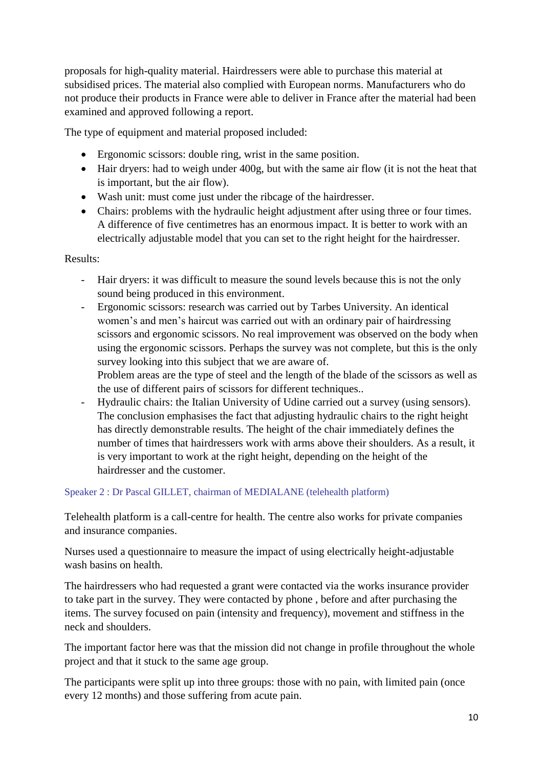proposals for high-quality material. Hairdressers were able to purchase this material at subsidised prices. The material also complied with European norms. Manufacturers who do not produce their products in France were able to deliver in France after the material had been examined and approved following a report.

The type of equipment and material proposed included:

- Ergonomic scissors: double ring, wrist in the same position.
- Hair dryers: had to weigh under 400g, but with the same air flow (it is not the heat that is important, but the air flow).
- Wash unit: must come just under the ribcage of the hairdresser.
- Chairs: problems with the hydraulic height adjustment after using three or four times. A difference of five centimetres has an enormous impact. It is better to work with an electrically adjustable model that you can set to the right height for the hairdresser.

Results:

- Hair dryers: it was difficult to measure the sound levels because this is not the only sound being produced in this environment.
- Ergonomic scissors: research was carried out by Tarbes University. An identical women's and men's haircut was carried out with an ordinary pair of hairdressing scissors and ergonomic scissors. No real improvement was observed on the body when using the ergonomic scissors. Perhaps the survey was not complete, but this is the only survey looking into this subject that we are aware of.
  Problem areas are the type of steel and the length of the blade of the scissors as well as the use of different pairs of scissors for different techniques..
- Hydraulic chairs: the Italian University of Udine carried out a survey (using sensors). The conclusion emphasises the fact that adjusting hydraulic chairs to the right height has directly demonstrable results. The height of the chair immediately defines the number of times that hairdressers work with arms above their shoulders. As a result, it is very important to work at the right height, depending on the height of the hairdresser and the customer.

Speaker 2 : Dr Pascal GILLET, chairman of MEDIALANE (telehealth platform)

Telehealth platform is a call-centre for health. The centre also works for private companies and insurance companies.

Nurses used a questionnaire to measure the impact of using electrically height-adjustable wash basins on health.

The hairdressers who had requested a grant were contacted via the works insurance provider to take part in the survey. They were contacted by phone , before and after purchasing the items. The survey focused on pain (intensity and frequency), movement and stiffness in the neck and shoulders.

The important factor here was that the mission did not change in profile throughout the whole project and that it stuck to the same age group.

The participants were split up into three groups: those with no pain, with limited pain (once every 12 months) and those suffering from acute pain.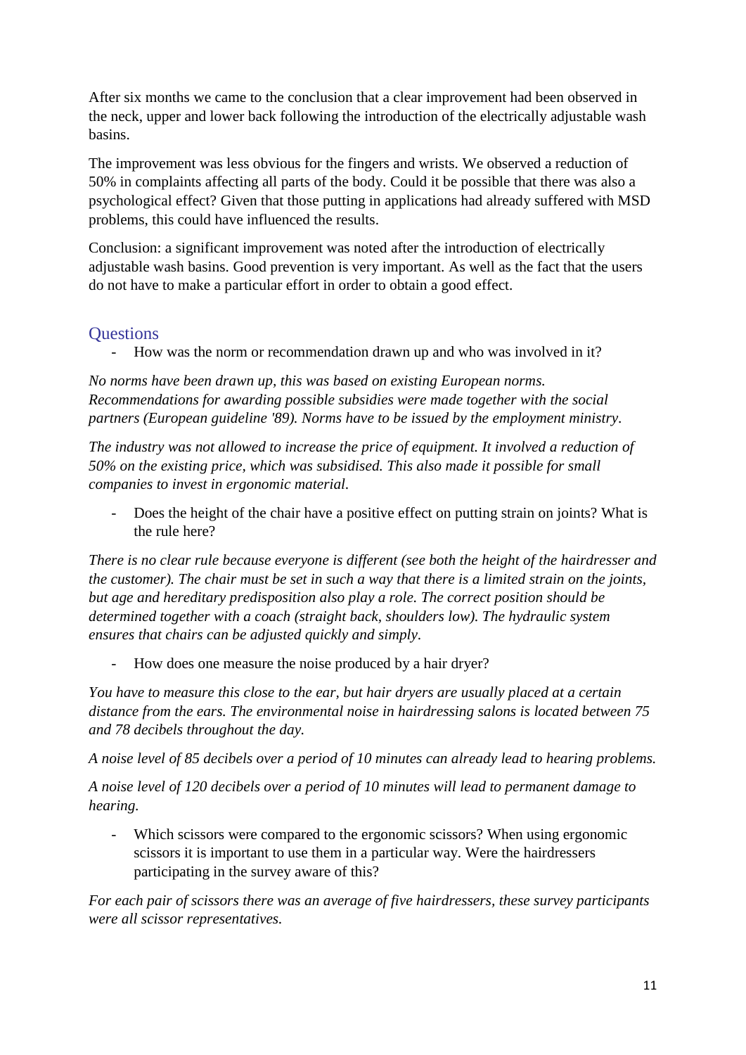After six months we came to the conclusion that a clear improvement had been observed in the neck, upper and lower back following the introduction of the electrically adjustable wash basins.

The improvement was less obvious for the fingers and wrists. We observed a reduction of 50% in complaints affecting all parts of the body. Could it be possible that there was also a psychological effect? Given that those putting in applications had already suffered with MSD problems, this could have influenced the results.

Conclusion: a significant improvement was noted after the introduction of electrically adjustable wash basins. Good prevention is very important. As well as the fact that the users do not have to make a particular effort in order to obtain a good effect.

## Questions

- How was the norm or recommendation drawn up and who was involved in it?

*No norms have been drawn up, this was based on existing European norms. Recommendations for awarding possible subsidies were made together with the social partners (European guideline '89). Norms have to be issued by the employment ministry.*

*The industry was not allowed to increase the price of equipment. It involved a reduction of 50% on the existing price, which was subsidised. This also made it possible for small companies to invest in ergonomic material.*

- Does the height of the chair have a positive effect on putting strain on joints? What is the rule here?

*There is no clear rule because everyone is different (see both the height of the hairdresser and the customer). The chair must be set in such a way that there is a limited strain on the joints, but age and hereditary predisposition also play a role. The correct position should be determined together with a coach (straight back, shoulders low). The hydraulic system ensures that chairs can be adjusted quickly and simply.*

- How does one measure the noise produced by a hair dryer?

*You have to measure this close to the ear, but hair dryers are usually placed at a certain distance from the ears. The environmental noise in hairdressing salons is located between 75 and 78 decibels throughout the day.*

*A noise level of 85 decibels over a period of 10 minutes can already lead to hearing problems.*

*A noise level of 120 decibels over a period of 10 minutes will lead to permanent damage to hearing.*

- Which scissors were compared to the ergonomic scissors? When using ergonomic scissors it is important to use them in a particular way. Were the hairdressers participating in the survey aware of this?

*For each pair of scissors there was an average of five hairdressers, these survey participants were all scissor representatives.*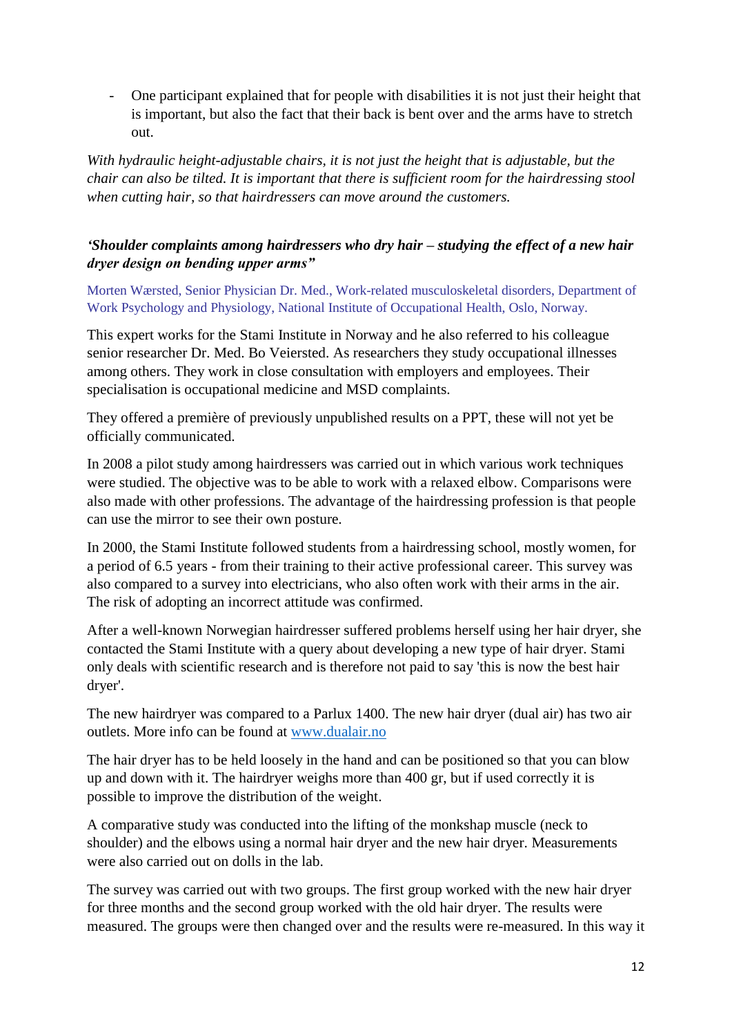- One participant explained that for people with disabilities it is not just their height that is important, but also the fact that their back is bent over and the arms have to stretch out.

*With hydraulic height-adjustable chairs, it is not just the height that is adjustable, but the chair can also be tilted. It is important that there is sufficient room for the hairdressing stool when cutting hair, so that hairdressers can move around the customers.*

***'Shoulder complaints among hairdressers who dry hair – studying the effect of a new hair dryer design on bending upper arms"***

Morten Wærsted, Senior Physician Dr. Med., Work-related musculoskeletal disorders, Department of Work Psychology and Physiology, National Institute of Occupational Health, Oslo, Norway.

This expert works for the Stami Institute in Norway and he also referred to his colleague senior researcher Dr. Med. Bo Veiersted. As researchers they study occupational illnesses among others. They work in close consultation with employers and employees. Their specialisation is occupational medicine and MSD complaints.

They offered a première of previously unpublished results on a PPT, these will not yet be officially communicated.

In 2008 a pilot study among hairdressers was carried out in which various work techniques were studied. The objective was to be able to work with a relaxed elbow. Comparisons were also made with other professions. The advantage of the hairdressing profession is that people can use the mirror to see their own posture.

In 2000, the Stami Institute followed students from a hairdressing school, mostly women, for a period of 6.5 years - from their training to their active professional career. This survey was also compared to a survey into electricians, who also often work with their arms in the air. The risk of adopting an incorrect attitude was confirmed.

After a well-known Norwegian hairdresser suffered problems herself using her hair dryer, she contacted the Stami Institute with a query about developing a new type of hair dryer. Stami only deals with scientific research and is therefore not paid to say 'this is now the best hair dryer'.

The new hairdryer was compared to a Parlux 1400. The new hair dryer (dual air) has two air outlets. More info can be found at [www.dualair.no](http://www.dualair.no)

The hair dryer has to be held loosely in the hand and can be positioned so that you can blow up and down with it. The hairdryer weighs more than 400 gr, but if used correctly it is possible to improve the distribution of the weight.

A comparative study was conducted into the lifting of the monkshap muscle (neck to shoulder) and the elbows using a normal hair dryer and the new hair dryer. Measurements were also carried out on dolls in the lab.

The survey was carried out with two groups. The first group worked with the new hair dryer for three months and the second group worked with the old hair dryer. The results were measured. The groups were then changed over and the results were re-measured. In this way it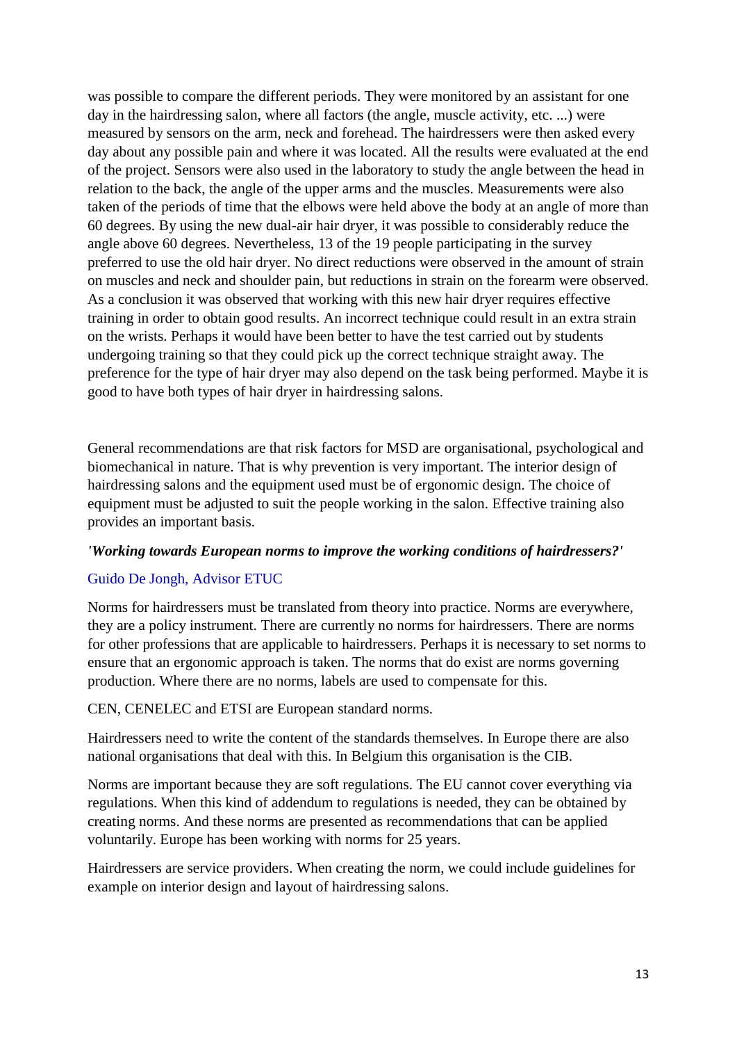was possible to compare the different periods. They were monitored by an assistant for one day in the hairdressing salon, where all factors (the angle, muscle activity, etc. ...) were measured by sensors on the arm, neck and forehead. The hairdressers were then asked every day about any possible pain and where it was located. All the results were evaluated at the end of the project. Sensors were also used in the laboratory to study the angle between the head in relation to the back, the angle of the upper arms and the muscles. Measurements were also taken of the periods of time that the elbows were held above the body at an angle of more than 60 degrees. By using the new dual-air hair dryer, it was possible to considerably reduce the angle above 60 degrees. Nevertheless, 13 of the 19 people participating in the survey preferred to use the old hair dryer. No direct reductions were observed in the amount of strain on muscles and neck and shoulder pain, but reductions in strain on the forearm were observed. As a conclusion it was observed that working with this new hair dryer requires effective training in order to obtain good results. An incorrect technique could result in an extra strain on the wrists. Perhaps it would have been better to have the test carried out by students undergoing training so that they could pick up the correct technique straight away. The preference for the type of hair dryer may also depend on the task being performed. Maybe it is good to have both types of hair dryer in hairdressing salons.

General recommendations are that risk factors for MSD are organisational, psychological and biomechanical in nature. That is why prevention is very important. The interior design of hairdressing salons and the equipment used must be of ergonomic design. The choice of equipment must be adjusted to suit the people working in the salon. Effective training also provides an important basis.

***'Working towards European norms to improve the working conditions of hairdressers?'***

Guido De Jongh, Advisor ETUC

Norms for hairdressers must be translated from theory into practice. Norms are everywhere, they are a policy instrument. There are currently no norms for hairdressers. There are norms for other professions that are applicable to hairdressers. Perhaps it is necessary to set norms to ensure that an ergonomic approach is taken. The norms that do exist are norms governing production. Where there are no norms, labels are used to compensate for this.

CEN, CENELEC and ETSI are European standard norms.

Hairdressers need to write the content of the standards themselves. In Europe there are also national organisations that deal with this. In Belgium this organisation is the CIB.

Norms are important because they are soft regulations. The EU cannot cover everything via regulations. When this kind of addendum to regulations is needed, they can be obtained by creating norms. And these norms are presented as recommendations that can be applied voluntarily. Europe has been working with norms for 25 years.

Hairdressers are service providers. When creating the norm, we could include guidelines for example on interior design and layout of hairdressing salons.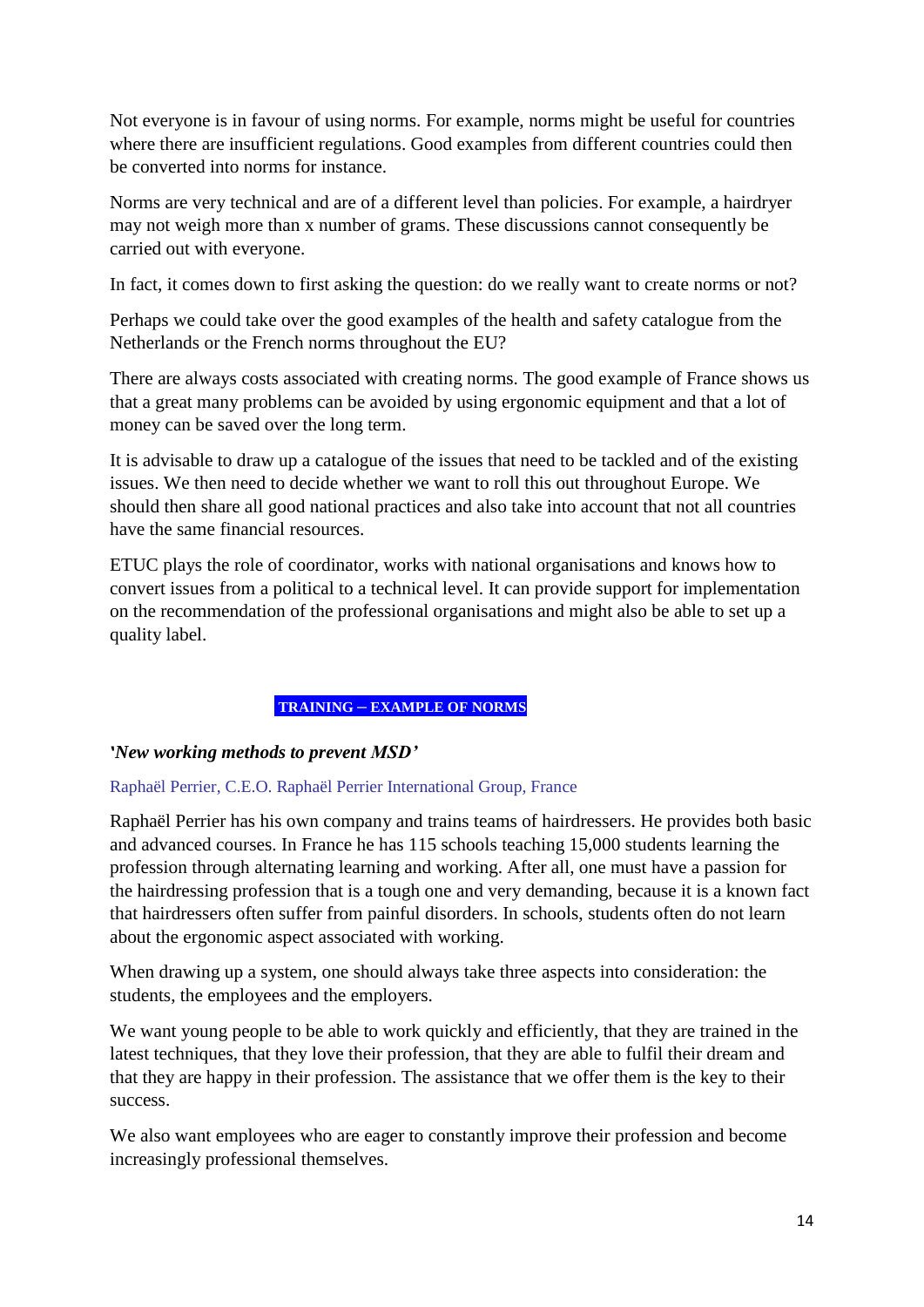Not everyone is in favour of using norms. For example, norms might be useful for countries where there are insufficient regulations. Good examples from different countries could then be converted into norms for instance.

Norms are very technical and are of a different level than policies. For example, a hairdryer may not weigh more than x number of grams. These discussions cannot consequently be carried out with everyone.

In fact, it comes down to first asking the question: do we really want to create norms or not?

Perhaps we could take over the good examples of the health and safety catalogue from the Netherlands or the French norms throughout the EU?

There are always costs associated with creating norms. The good example of France shows us that a great many problems can be avoided by using ergonomic equipment and that a lot of money can be saved over the long term.

It is advisable to draw up a catalogue of the issues that need to be tackled and of the existing issues. We then need to decide whether we want to roll this out throughout Europe. We should then share all good national practices and also take into account that not all countries have the same financial resources.

ETUC plays the role of coordinator, works with national organisations and knows how to convert issues from a political to a technical level. It can provide support for implementation on the recommendation of the professional organisations and might also be able to set up a quality label.

## TRAINING – EXAMPLE OF NORMS

### *'New working methods to prevent MSD'*

Raphaël Perrier, C.E.O. Raphaël Perrier International Group, France

Raphaël Perrier has his own company and trains teams of hairdressers. He provides both basic and advanced courses. In France he has 115 schools teaching 15,000 students learning the profession through alternating learning and working. After all, one must have a passion for the hairdressing profession that is a tough one and very demanding, because it is a known fact that hairdressers often suffer from painful disorders. In schools, students often do not learn about the ergonomic aspect associated with working.

When drawing up a system, one should always take three aspects into consideration: the students, the employees and the employers.

We want young people to be able to work quickly and efficiently, that they are trained in the latest techniques, that they love their profession, that they are able to fulfil their dream and that they are happy in their profession. The assistance that we offer them is the key to their success.

We also want employees who are eager to constantly improve their profession and become increasingly professional themselves.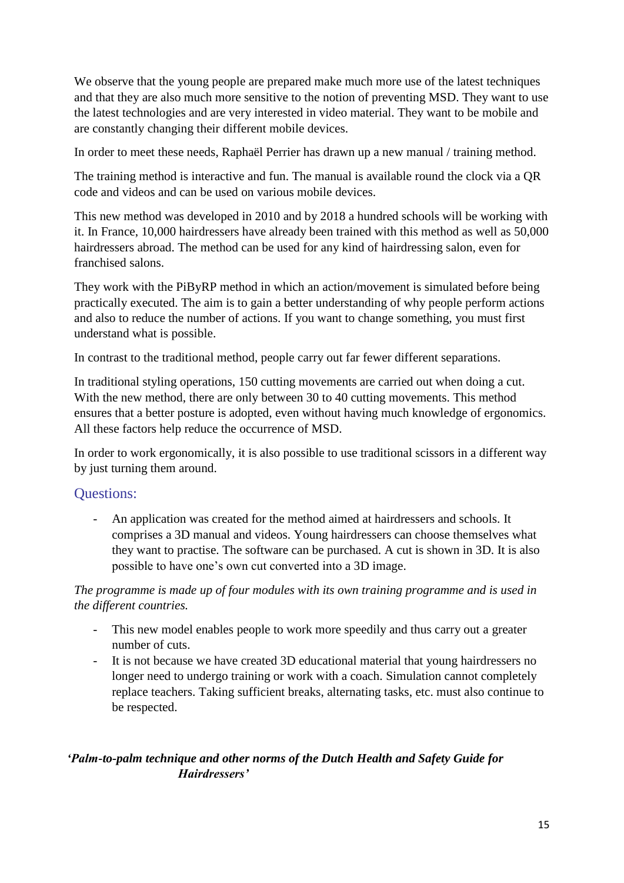We observe that the young people are prepared make much more use of the latest techniques and that they are also much more sensitive to the notion of preventing MSD. They want to use the latest technologies and are very interested in video material. They want to be mobile and are constantly changing their different mobile devices.

In order to meet these needs, Raphaël Perrier has drawn up a new manual / training method.

The training method is interactive and fun. The manual is available round the clock via a QR code and videos and can be used on various mobile devices.

This new method was developed in 2010 and by 2018 a hundred schools will be working with it. In France, 10,000 hairdressers have already been trained with this method as well as 50,000 hairdressers abroad. The method can be used for any kind of hairdressing salon, even for franchised salons.

They work with the PiByRP method in which an action/movement is simulated before being practically executed. The aim is to gain a better understanding of why people perform actions and also to reduce the number of actions. If you want to change something, you must first understand what is possible.

In contrast to the traditional method, people carry out far fewer different separations.

In traditional styling operations, 150 cutting movements are carried out when doing a cut. With the new method, there are only between 30 to 40 cutting movements. This method ensures that a better posture is adopted, even without having much knowledge of ergonomics. All these factors help reduce the occurrence of MSD.

In order to work ergonomically, it is also possible to use traditional scissors in a different way by just turning them around.

## Questions:

- An application was created for the method aimed at hairdressers and schools. It comprises a 3D manual and videos. Young hairdressers can choose themselves what they want to practise. The software can be purchased. A cut is shown in 3D. It is also possible to have one's own cut converted into a 3D image.

*The programme is made up of four modules with its own training programme and is used in the different countries.*

- This new model enables people to work more speedily and thus carry out a greater number of cuts.
- It is not because we have created 3D educational material that young hairdressers no longer need to undergo training or work with a coach. Simulation cannot completely replace teachers. Taking sufficient breaks, alternating tasks, etc. must also continue to be respected.

***'Palm-to-palm technique and other norms of the Dutch Health and Safety Guide for Hairdressers'***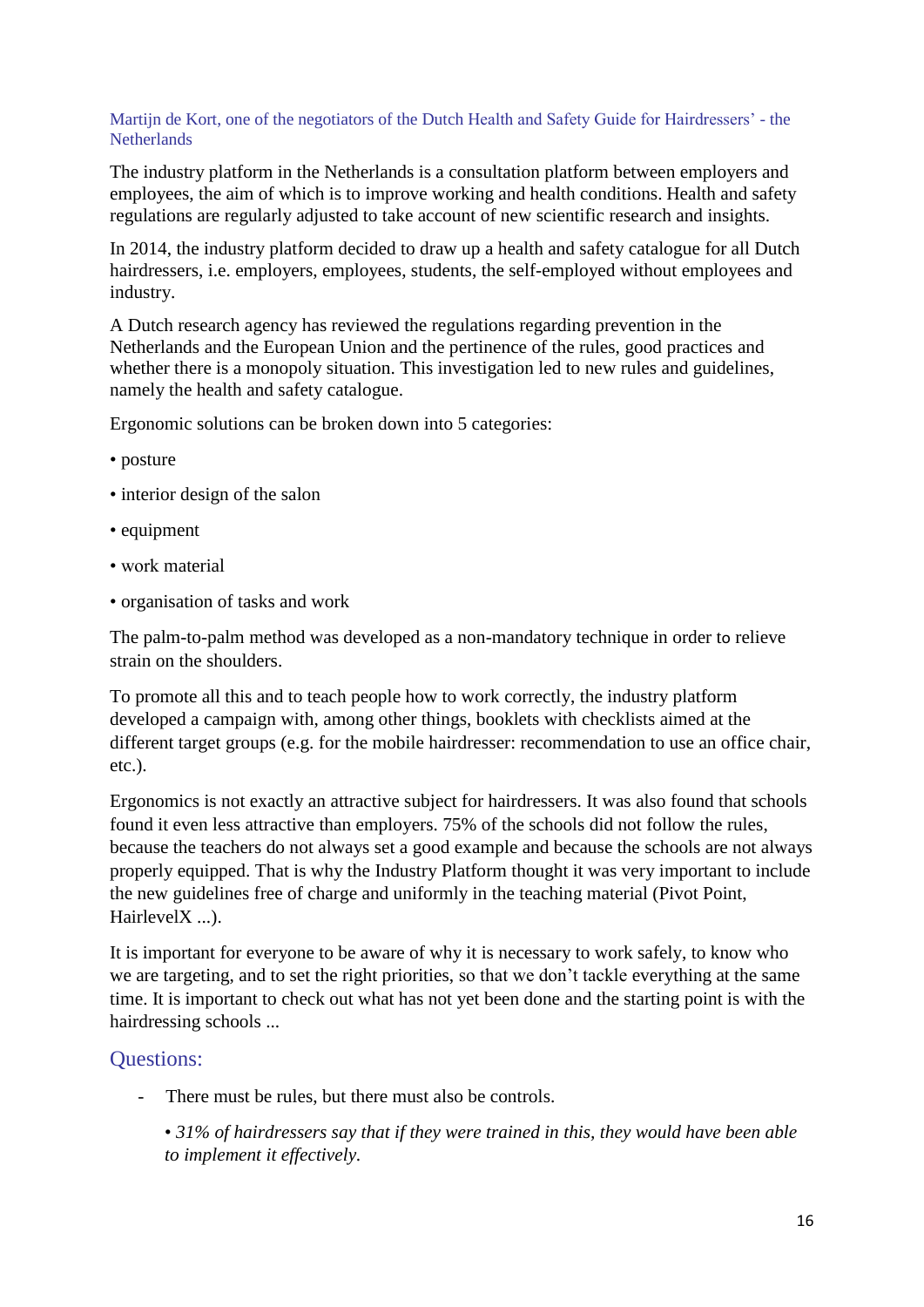### Martijn de Kort, one of the negotiators of the Dutch Health and Safety Guide for Hairdressers' - the Netherlands

The industry platform in the Netherlands is a consultation platform between employers and employees, the aim of which is to improve working and health conditions. Health and safety regulations are regularly adjusted to take account of new scientific research and insights.

In 2014, the industry platform decided to draw up a health and safety catalogue for all Dutch hairdressers, i.e. employers, employees, students, the self-employed without employees and industry.

A Dutch research agency has reviewed the regulations regarding prevention in the Netherlands and the European Union and the pertinence of the rules, good practices and whether there is a monopoly situation. This investigation led to new rules and guidelines, namely the health and safety catalogue.

Ergonomic solutions can be broken down into 5 categories:

- posture
- interior design of the salon
- equipment
- work material
- organisation of tasks and work

The palm-to-palm method was developed as a non-mandatory technique in order to relieve strain on the shoulders.

To promote all this and to teach people how to work correctly, the industry platform developed a campaign with, among other things, booklets with checklists aimed at the different target groups (e.g. for the mobile hairdresser: recommendation to use an office chair, etc.).

Ergonomics is not exactly an attractive subject for hairdressers. It was also found that schools found it even less attractive than employers. 75% of the schools did not follow the rules, because the teachers do not always set a good example and because the schools are not always properly equipped. That is why the Industry Platform thought it was very important to include the new guidelines free of charge and uniformly in the teaching material (Pivot Point, HairlevelX ...).

It is important for everyone to be aware of why it is necessary to work safely, to know who we are targeting, and to set the right priorities, so that we don't tackle everything at the same time. It is important to check out what has not yet been done and the starting point is with the hairdressing schools ...

## Questions:

- There must be rules, but there must also be controls.

  - *31% of hairdressers say that if they were trained in this, they would have been able to implement it effectively.*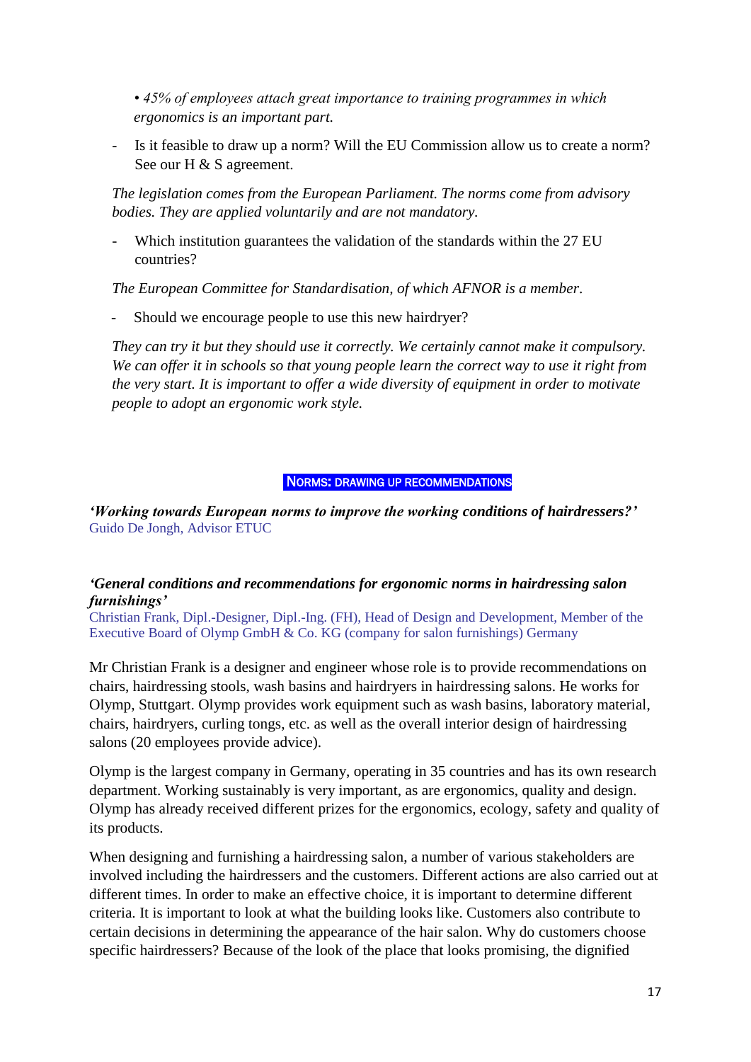*• 45% of employees attach great importance to training programmes in which ergonomics is an important part.*

- Is it feasible to draw up a norm? Will the EU Commission allow us to create a norm? See our H & S agreement.

*The legislation comes from the European Parliament. The norms come from advisory bodies. They are applied voluntarily and are not mandatory.*

- Which institution guarantees the validation of the standards within the 27 EU countries?

*The European Committee for Standardisation, of which AFNOR is a member.*

- Should we encourage people to use this new hairdryer?

*They can try it but they should use it correctly. We certainly cannot make it compulsory. We can offer it in schools so that young people learn the correct way to use it right from the very start. It is important to offer a wide diversity of equipment in order to motivate people to adopt an ergonomic work style.*

## NORMS: DRAWING UP RECOMMENDATIONS

***'Working towards European norms to improve the working conditions of hairdressers?'***
Guido De Jongh, Advisor ETUC

***'General conditions and recommendations for ergonomic norms in hairdressing salon furnishings'***
Christian Frank, Dipl.-Designer, Dipl.-Ing. (FH), Head of Design and Development, Member of the Executive Board of Olymp GmbH & Co. KG (company for salon furnishings) Germany

Mr Christian Frank is a designer and engineer whose role is to provide recommendations on chairs, hairdressing stools, wash basins and hairdryers in hairdressing salons. He works for Olymp, Stuttgart. Olymp provides work equipment such as wash basins, laboratory material, chairs, hairdryers, curling tongs, etc. as well as the overall interior design of hairdressing salons (20 employees provide advice).

Olymp is the largest company in Germany, operating in 35 countries and has its own research department. Working sustainably is very important, as are ergonomics, quality and design. Olymp has already received different prizes for the ergonomics, ecology, safety and quality of its products.

When designing and furnishing a hairdressing salon, a number of various stakeholders are involved including the hairdressers and the customers. Different actions are also carried out at different times. In order to make an effective choice, it is important to determine different criteria. It is important to look at what the building looks like. Customers also contribute to certain decisions in determining the appearance of the hair salon. Why do customers choose specific hairdressers? Because of the look of the place that looks promising, the dignified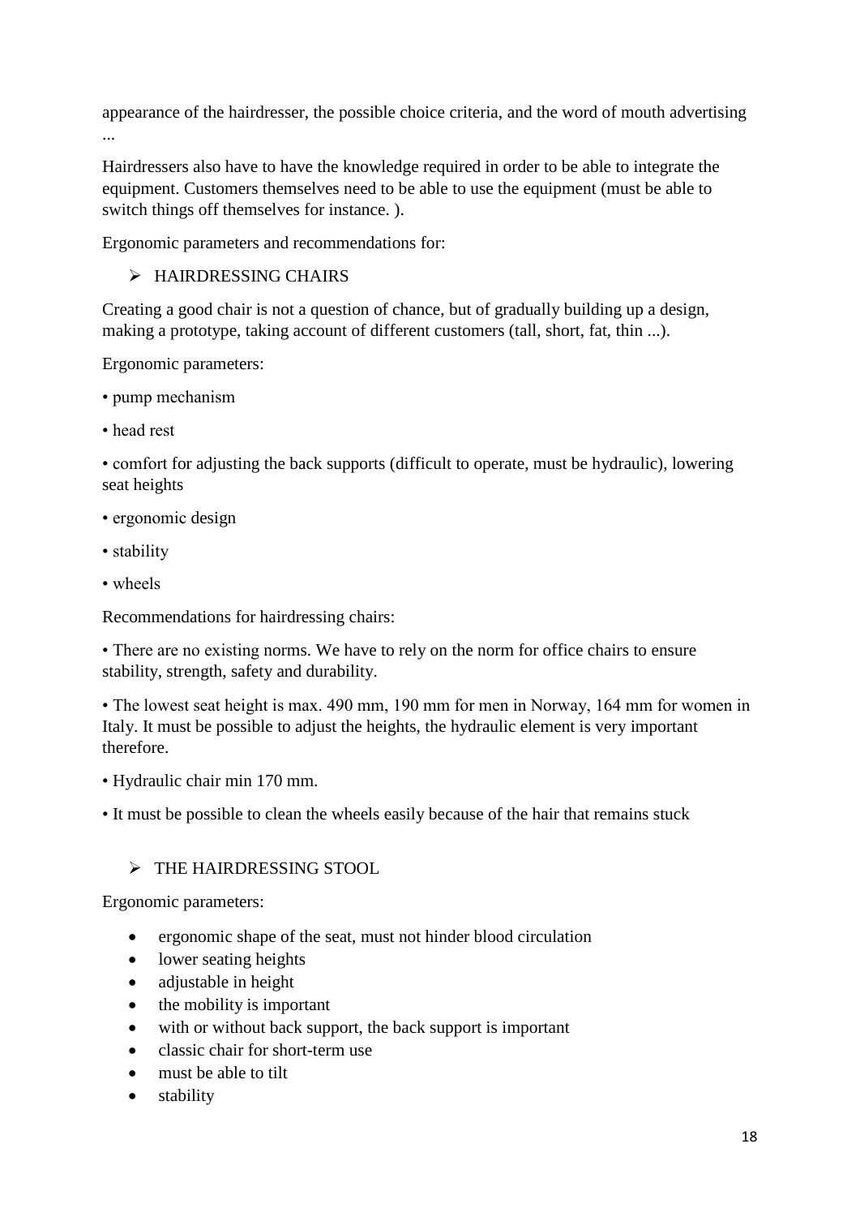appearance of the hairdresser, the possible choice criteria, and the word of mouth advertising ...

Hairdressers also have to have the knowledge required in order to be able to integrate the equipment. Customers themselves need to be able to use the equipment (must be able to switch things off themselves for instance. ).

Ergonomic parameters and recommendations for:

- HAIRDRESSING CHAIRS

Creating a good chair is not a question of chance, but of gradually building up a design, making a prototype, taking account of different customers (tall, short, fat, thin ...).

Ergonomic parameters:

- pump mechanism
- head rest
- comfort for adjusting the back supports (difficult to operate, must be hydraulic), lowering seat heights
- ergonomic design
- stability
- wheels

Recommendations for hairdressing chairs:

- There are no existing norms. We have to rely on the norm for office chairs to ensure stability, strength, safety and durability.
- The lowest seat height is max. 490 mm, 190 mm for men in Norway, 164 mm for women in Italy. It must be possible to adjust the heights, the hydraulic element is very important therefore.
- Hydraulic chair min 170 mm.
- It must be possible to clean the wheels easily because of the hair that remains stuck

- THE HAIRDRESSING STOOL

Ergonomic parameters:

- ergonomic shape of the seat, must not hinder blood circulation
- lower seating heights
- adjustable in height
- the mobility is important
- with or without back support, the back support is important
- classic chair for short-term use
- must be able to tilt
- stability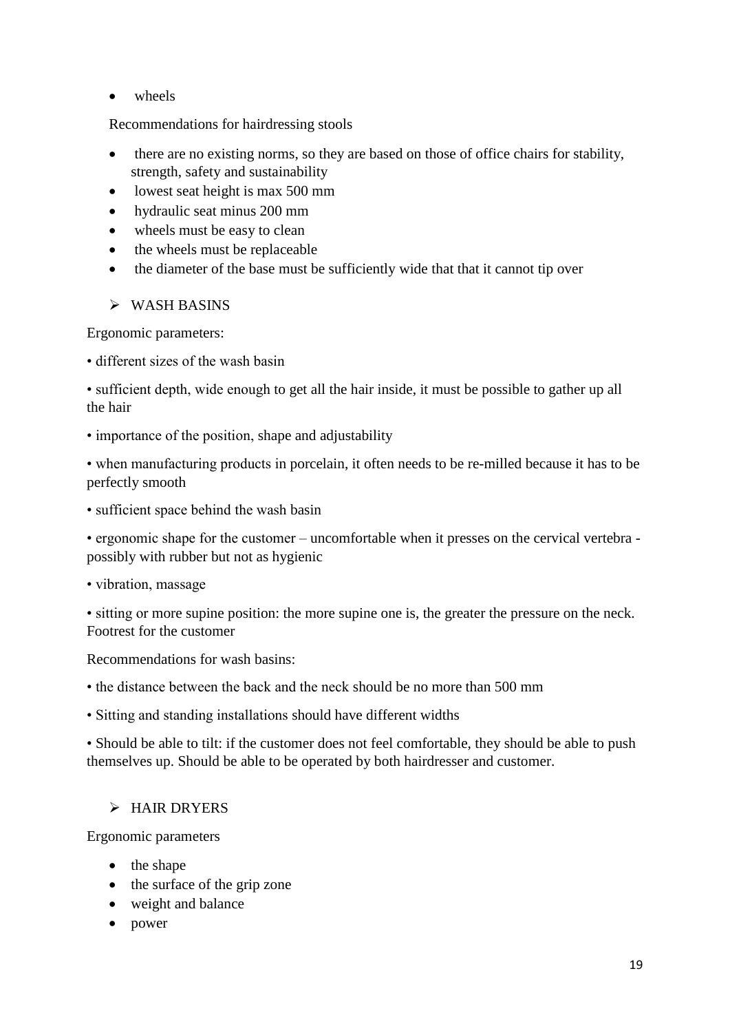- wheels

Recommendations for hairdressing stools

- there are no existing norms, so they are based on those of office chairs for stability, strength, safety and sustainability
- lowest seat height is max 500 mm
- hydraulic seat minus 200 mm
- wheels must be easy to clean
- the wheels must be replaceable
- the diameter of the base must be sufficiently wide that that it cannot tip over

➢ WASH BASINS

Ergonomic parameters:

• different sizes of the wash basin

• sufficient depth, wide enough to get all the hair inside, it must be possible to gather up all the hair

• importance of the position, shape and adjustability

• when manufacturing products in porcelain, it often needs to be re-milled because it has to be perfectly smooth

• sufficient space behind the wash basin

• ergonomic shape for the customer – uncomfortable when it presses on the cervical vertebra - possibly with rubber but not as hygienic

• vibration, massage

• sitting or more supine position: the more supine one is, the greater the pressure on the neck. Footrest for the customer

Recommendations for wash basins:

• the distance between the back and the neck should be no more than 500 mm

• Sitting and standing installations should have different widths

• Should be able to tilt: if the customer does not feel comfortable, they should be able to push themselves up. Should be able to be operated by both hairdresser and customer.

➢ HAIR DRYERS

Ergonomic parameters

- the shape
- the surface of the grip zone
- weight and balance
- power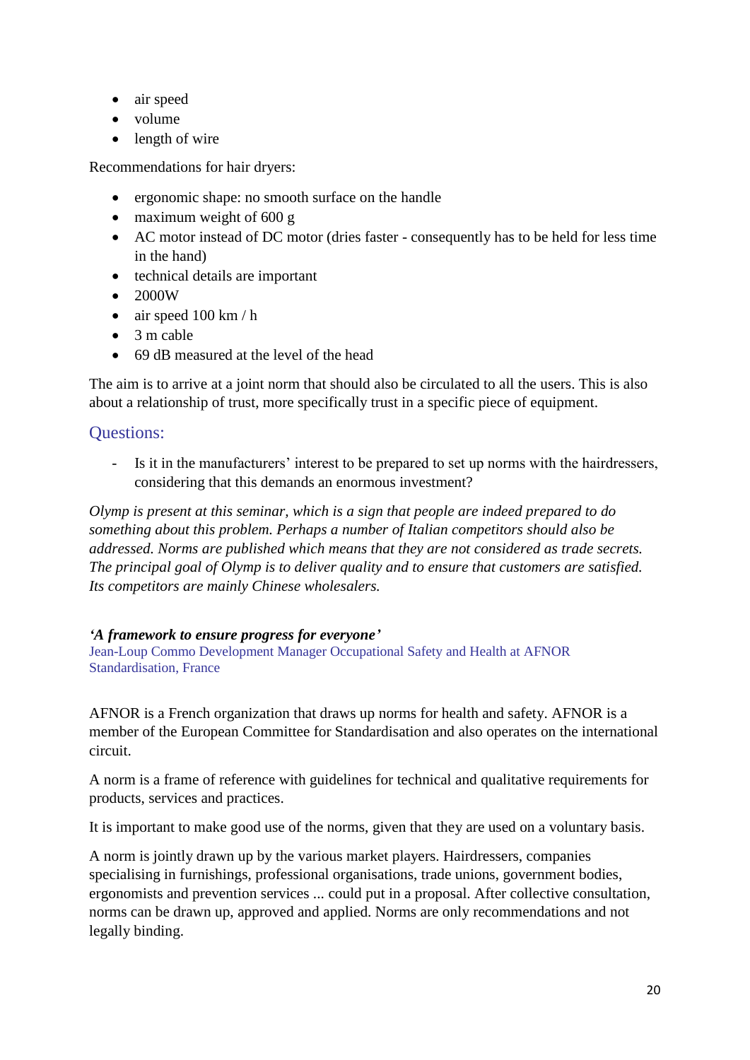- air speed
- volume
- length of wire

Recommendations for hair dryers:

- ergonomic shape: no smooth surface on the handle
- maximum weight of 600 g
- AC motor instead of DC motor (dries faster - consequently has to be held for less time in the hand)
- technical details are important
- 2000W
- air speed 100 km / h
- 3 m cable
- 69 dB measured at the level of the head

The aim is to arrive at a joint norm that should also be circulated to all the users. This is also about a relationship of trust, more specifically trust in a specific piece of equipment.

## Questions:

- Is it in the manufacturers' interest to be prepared to set up norms with the hairdressers, considering that this demands an enormous investment?

*Olymp is present at this seminar, which is a sign that people are indeed prepared to do something about this problem. Perhaps a number of Italian competitors should also be addressed. Norms are published which means that they are not considered as trade secrets. The principal goal of Olymp is to deliver quality and to ensure that customers are satisfied. Its competitors are mainly Chinese wholesalers.*

***'A framework to ensure progress for everyone'***

Jean-Loup Commo Development Manager Occupational Safety and Health at AFNOR Standardisation, France

AFNOR is a French organization that draws up norms for health and safety. AFNOR is a member of the European Committee for Standardisation and also operates on the international circuit.

A norm is a frame of reference with guidelines for technical and qualitative requirements for products, services and practices.

It is important to make good use of the norms, given that they are used on a voluntary basis.

A norm is jointly drawn up by the various market players. Hairdressers, companies specialising in furnishings, professional organisations, trade unions, government bodies, ergonomists and prevention services ... could put in a proposal. After collective consultation, norms can be drawn up, approved and applied. Norms are only recommendations and not legally binding.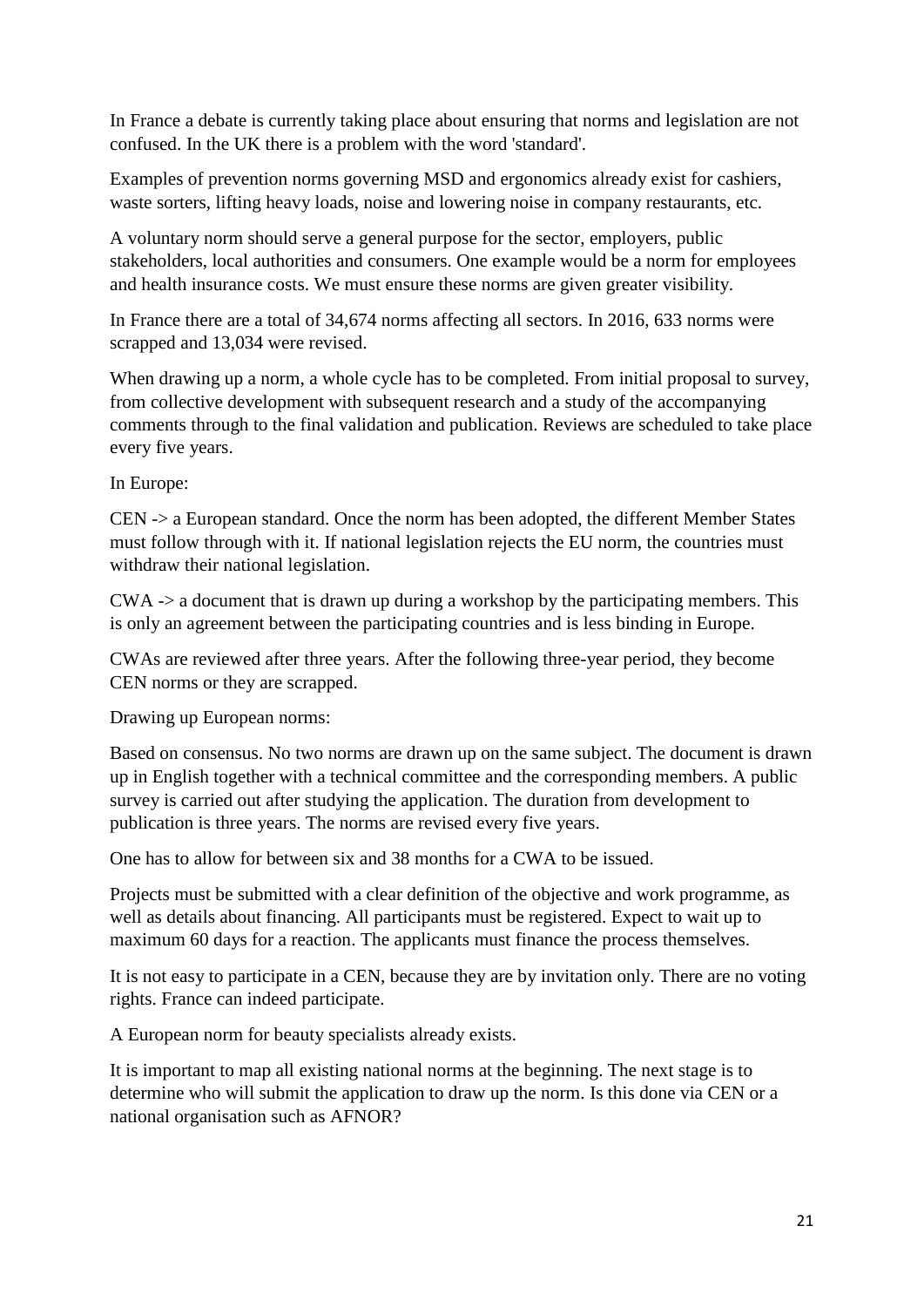In France a debate is currently taking place about ensuring that norms and legislation are not confused. In the UK there is a problem with the word 'standard'.

Examples of prevention norms governing MSD and ergonomics already exist for cashiers, waste sorters, lifting heavy loads, noise and lowering noise in company restaurants, etc.

A voluntary norm should serve a general purpose for the sector, employers, public stakeholders, local authorities and consumers. One example would be a norm for employees and health insurance costs. We must ensure these norms are given greater visibility.

In France there are a total of 34,674 norms affecting all sectors. In 2016, 633 norms were scrapped and 13,034 were revised.

When drawing up a norm, a whole cycle has to be completed. From initial proposal to survey, from collective development with subsequent research and a study of the accompanying comments through to the final validation and publication. Reviews are scheduled to take place every five years.

In Europe:

CEN -> a European standard. Once the norm has been adopted, the different Member States must follow through with it. If national legislation rejects the EU norm, the countries must withdraw their national legislation.

CWA -> a document that is drawn up during a workshop by the participating members. This is only an agreement between the participating countries and is less binding in Europe.

CWAs are reviewed after three years. After the following three-year period, they become CEN norms or they are scrapped.

Drawing up European norms:

Based on consensus. No two norms are drawn up on the same subject. The document is drawn up in English together with a technical committee and the corresponding members. A public survey is carried out after studying the application. The duration from development to publication is three years. The norms are revised every five years.

One has to allow for between six and 38 months for a CWA to be issued.

Projects must be submitted with a clear definition of the objective and work programme, as well as details about financing. All participants must be registered. Expect to wait up to maximum 60 days for a reaction. The applicants must finance the process themselves.

It is not easy to participate in a CEN, because they are by invitation only. There are no voting rights. France can indeed participate.

A European norm for beauty specialists already exists.

It is important to map all existing national norms at the beginning. The next stage is to determine who will submit the application to draw up the norm. Is this done via CEN or a national organisation such as AFNOR?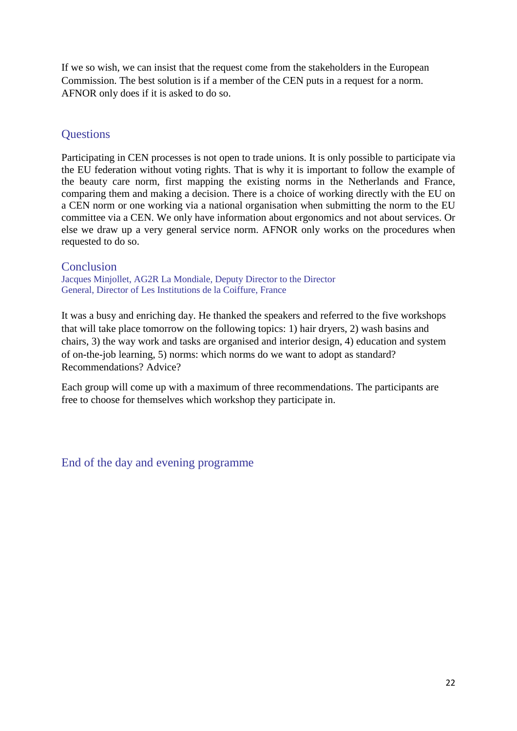If we so wish, we can insist that the request come from the stakeholders in the European Commission. The best solution is if a member of the CEN puts in a request for a norm. AFNOR only does if it is asked to do so.

## Questions

Participating in CEN processes is not open to trade unions. It is only possible to participate via the EU federation without voting rights. That is why it is important to follow the example of the beauty care norm, first mapping the existing norms in the Netherlands and France, comparing them and making a decision. There is a choice of working directly with the EU on a CEN norm or one working via a national organisation when submitting the norm to the EU committee via a CEN. We only have information about ergonomics and not about services. Or else we draw up a very general service norm. AFNOR only works on the procedures when requested to do so.

## Conclusion

Jacques Minjollet, AG2R La Mondiale, Deputy Director to the Director General, Director of Les Institutions de la Coiffure, France

It was a busy and enriching day. He thanked the speakers and referred to the five workshops that will take place tomorrow on the following topics: 1) hair dryers, 2) wash basins and chairs, 3) the way work and tasks are organised and interior design, 4) education and system of on-the-job learning, 5) norms: which norms do we want to adopt as standard? Recommendations? Advice?

Each group will come up with a maximum of three recommendations. The participants are free to choose for themselves which workshop they participate in.

## End of the day and evening programme